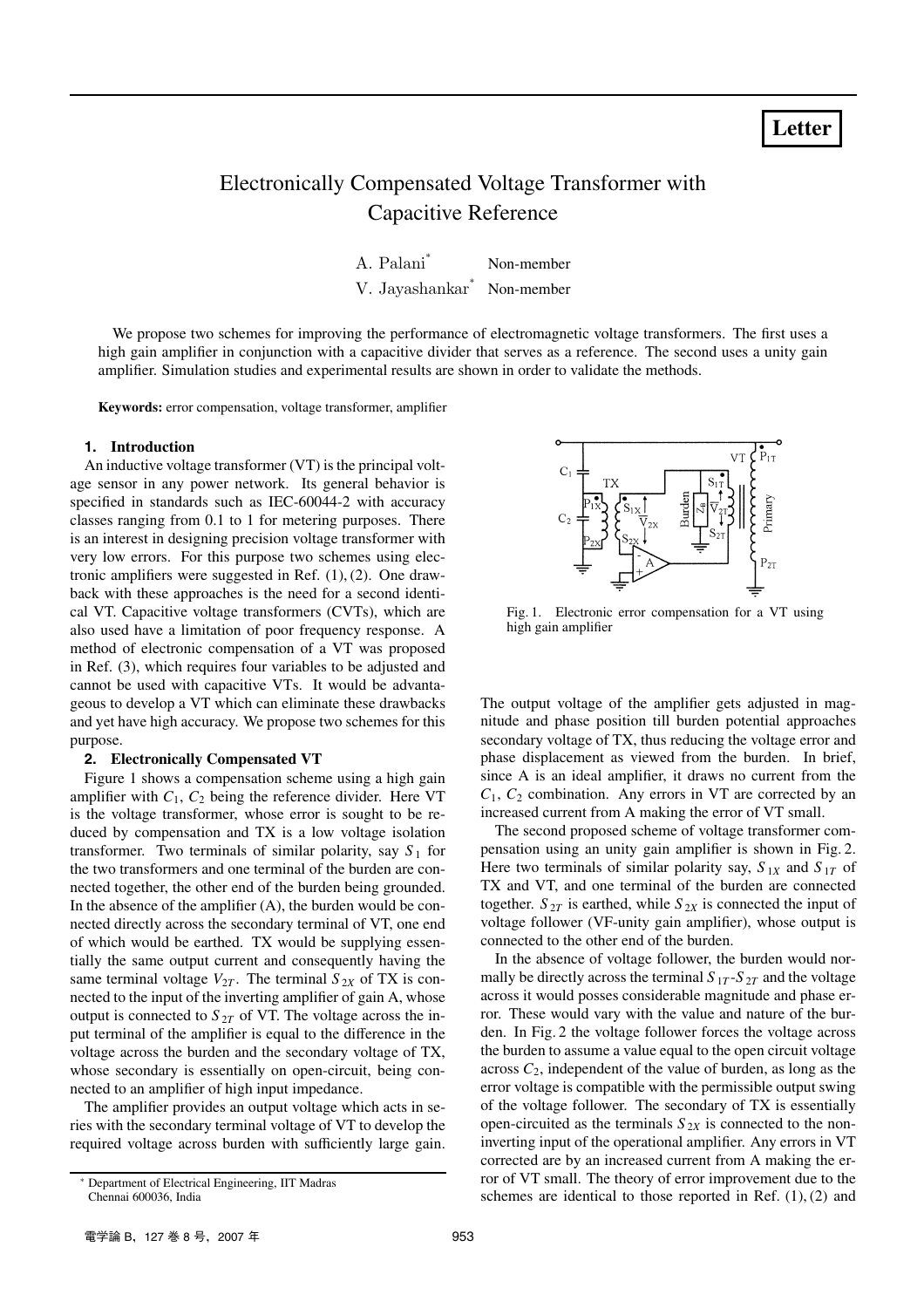**Letter**

# Electronically Compensated Voltage Transformer with Capacitive Reference

A. Palani[*] Non-member

V. Jayashankar[*] Non-member

We propose two schemes for improving the performance of electromagnetic voltage transformers. The first uses a high gain amplifier in conjunction with a capacitive divider that serves as a reference. The second uses a unity gain amplifier. Simulation studies and experimental results are shown in order to validate the methods.

**Keywords:** error compensation, voltage transformer, amplifier

## 1. Introduction

An inductive voltage transformer (VT) is the principal voltage sensor in any power network. Its general behavior is specified in standards such as IEC-60044-2 with accuracy classes ranging from 0.1 to 1 for metering purposes. There is an interest in designing precision voltage transformer with very low errors. For this purpose two schemes using electronic amplifiers were suggested in Ref. (1), (2). One drawback with these approaches is the need for a second identical VT. Capacitive voltage transformers (CVTs), which are also used have a limitation of poor frequency response. A method of electronic compensation of a VT was proposed in Ref. (3), which requires four variables to be adjusted and cannot be used with capacitive VTs. It would be advantageous to develop a VT which can eliminate these drawbacks and yet have high accuracy. We propose two schemes for this purpose.

## 2. Electronically Compensated VT

Figure 1 shows a compensation scheme using a high gain amplifier with $C_1$, $C_2$ being the reference divider. Here VT is the voltage transformer, whose error is sought to be reduced by compensation and TX is a low voltage isolation transformer. Two terminals of similar polarity, say $S_1$ for the two transformers and one terminal of the burden are connected together, the other end of the burden being grounded. In the absence of the amplifier (A), the burden would be connected directly across the secondary terminal of VT, one end of which would be earthed. TX would be supplying essentially the same output current and consequently having the same terminal voltage $V_{2T}$. The terminal $S_{2X}$ of TX is connected to the input of the inverting amplifier of gain A, whose output is connected to $S_{2T}$ of VT. The voltage across the input terminal of the amplifier is equal to the difference in the voltage across the burden and the secondary voltage of TX, whose secondary is essentially on open-circuit, being connected to an amplifier of high input impedance.

The amplifier provides an output voltage which acts in series with the secondary terminal voltage of VT to develop the required voltage across burden with sufficiently large gain.

Fig. 1. Electronic error compensation for a VT using high gain amplifier

The output voltage of the amplifier gets adjusted in magnitude and phase position till burden potential approaches secondary voltage of TX, thus reducing the voltage error and phase displacement as viewed from the burden. In brief, since A is an ideal amplifier, it draws no current from the $C_1$, $C_2$ combination. Any errors in VT are corrected by an increased current from A making the error of VT small.

The second proposed scheme of voltage transformer compensation using an unity gain amplifier is shown in Fig. 2. Here two terminals of similar polarity say, $S_{1X}$ and $S_{1T}$ of TX and VT, and one terminal of the burden are connected together. $S_{2T}$ is earthed, while $S_{2X}$ is connected the input of voltage follower (VF-unity gain amplifier), whose output is connected to the other end of the burden.

In the absence of voltage follower, the burden would normally be directly across the terminal $S_{1T}$-$S_{2T}$ and the voltage across it would posses considerable magnitude and phase error. These would vary with the value and nature of the burden. In Fig. 2 the voltage follower forces the voltage across the burden to assume a value equal to the open circuit voltage across $C_2$, independent of the value of burden, as long as the error voltage is compatible with the permissible output swing of the voltage follower. The secondary of TX is essentially open-circuited as the terminals $S_{2X}$ is connected to the non-inverting input of the operational amplifier. Any errors in VT corrected are by an increased current from A making the error of VT small. The theory of error improvement due to the schemes are identical to those reported in Ref. (1), (2) and

[*] Department of Electrical Engineering, IIT Madras Chennai 600036, India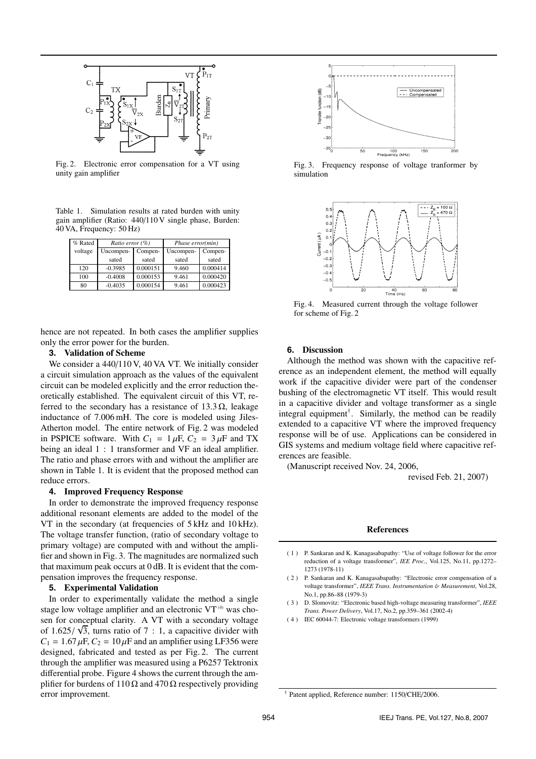C1

TX

P1X

S1X

V2X

C2

P2X

S2X

VF

Burden

ZB

VT

S1T

V2T

S2T

P1T

Primary

P2T

Fig. 2. Electronic error compensation for a VT using unity gain amplifier

Table 1. Simulation results at rated burden with unity gain amplifier (Ratio: 440/110 V single phase, Burden: 40 VA, Frequency: 50 Hz)

| % Rated voltage | *Ratio error (%)* | | *Phase error(min)* | |
|---|---|---|---|---|
| | Uncompensated | Compensated | Uncompensated | Compensated |
| 120 | -0.3985 | 0.000151 | 9.460 | 0.000414 |
| 100 | -0.4008 | 0.000153 | 9.461 | 0.000420 |
| 80 | -0.4035 | 0.000154 | 9.461 | 0.000423 |

hence are not repeated. In both cases the amplifier supplies only the error power for the burden.

### 3. Validation of Scheme

We consider a 440/110 V, 40 VA VT. We initially consider a circuit simulation approach as the values of the equivalent circuit can be modeled explicitly and the error reduction theoretically established. The equivalent circuit of this VT, referred to the secondary has a resistance of 13.3 Ω, leakage inductance of 7.006 mH. The core is modeled using Jiles-Atherton model. The entire network of Fig. 2 was modeled in PSPICE software. With $C_1 = 1\,\mu$F, $C_2 = 3\,\mu$F and TX being an ideal 1 : 1 transformer and VF an ideal amplifier. The ratio and phase errors with and without the amplifier are shown in Table 1. It is evident that the proposed method can reduce errors.

### 4. Improved Frequency Response

In order to demonstrate the improved frequency response additional resonant elements are added to the model of the VT in the secondary (at frequencies of 5 kHz and 10 kHz). The voltage transfer function, (ratio of secondary voltage to primary voltage) are computed with and without the amplifier and shown in Fig. 3. The magnitudes are normalized such that maximum peak occurs at 0 dB. It is evident that the compensation improves the frequency response.

### 5. Experimental Validation

In order to experimentally validate the method a single stage low voltage amplifier and an electronic VT[4] was chosen for conceptual clarity. A VT with a secondary voltage of $1.625/\sqrt{3}$, turns ratio of 7 : 1, a capacitive divider with $C_1 = 1.67\,\mu$F, $C_2 = 10\,\mu$F and an amplifier using LF356 were designed, fabricated and tested as per Fig. 2. The current through the amplifier was measured using a P6257 Tektronix differential probe. Figure 4 shows the current through the amplifier for burdens of 110 Ω and 470 Ω respectively providing error improvement.

5
0
−5
−10
−15
−20
−25
−30
−35
Transfer function (dB)
0
50
100
150
200
Frequency (kHz)
Uncompensated
Compensated

Fig. 3. Frequency response of voltage tranformer by simulation

0.5
0.4
0.3
0.2
0.1
0
−0.1
−0.2
−0.3
−0.4
−0.5
Current ( μA)
0
20
40
60
80
Time (ms)
$Z_B$ = 100 Ω
$Z_B$ = 470 Ω

Fig. 4. Measured current through the voltage follower for scheme of Fig. 2

### 6. Discussion

Although the method was shown with the capacitive reference as an independent element, the method will equally work if the capacitive divider were part of the condenser bushing of the electromagnetic VT itself. This would result in a capacitive divider and voltage transformer as a single integral equipment†. Similarly, the method can be readily extended to a capacitive VT where the improved frequency response will be of use. Applications can be considered in GIS systems and medium voltage field where capacitive references are feasible.

(Manuscript received Nov. 24, 2006,
revised Feb. 21, 2007)

## References

(1) P. Sankaran and K. Kanagasabapathy: "Use of voltage follower for the error reduction of a voltage transformer", *IEE Proc.*, Vol.125, No.11, pp.1272–1273 (1978-11)

(2) P. Sankaran and K. Kanagasabapathy: "Electronic error compensation of a voltage transformer", *IEEE Trans. Instrumentation & Measurement*, Vol.28, No.1, pp.86–88 (1979-3)

(3) D. Slomovitz: "Electronic based high-voltage measuring transformer", *IEEE Trans. Power Delivery*, Vol.17, No.2, pp.359–361 (2002-4)

(4) IEC 60044-7: Electronic voltage transformers (1999)

† Patent applied, Reference number: 1150/CHE/2006.